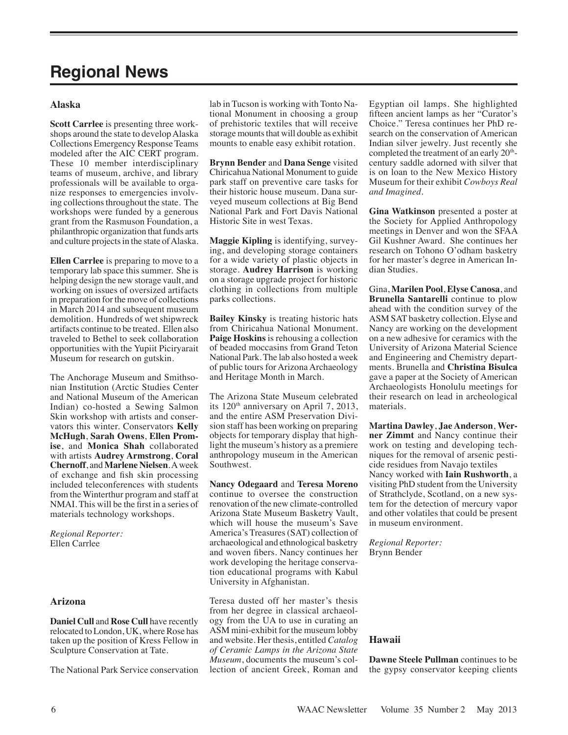# Regional News

## Alaska

**Scott Carrlee** is presenting three workshops around the state to develop Alaska Collections Emergency Response Teams modeled after the AIC CERT program. These 10 member interdisciplinary teams of museum, archive, and library professionals will be available to organize responses to emergencies involving collections throughout the state. The workshops were funded by a generous grant from the Rasmuson Foundation, a philanthropic organization that funds arts and culture projects in the state of Alaska.

**Ellen Carrlee** is preparing to move to a temporary lab space this summer. She is helping design the new storage vault, and working on issues of oversized artifacts in preparation for the move of collections in March 2014 and subsequent museum demolition. Hundreds of wet shipwreck artifacts continue to be treated. Ellen also traveled to Bethel to seek collaboration opportunities with the Yupiit Piciryarait Museum for research on gutskin.

The Anchorage Museum and Smithsonian Institution (Arctic Studies Center and National Museum of the American Indian) co-hosted a Sewing Salmon Skin workshop with artists and conservators this winter. Conservators **Kelly McHugh**, **Sarah Owens**, **Ellen Promise**, and **Monica Shah** collaborated with artists **Audrey Armstrong**, **Coral Chernoff**, and **Marlene Nielsen**. A week of exchange and fish skin processing included teleconferences with students from the Winterthur program and staff at NMAI. This will be the first in a series of materials technology workshops.

*Regional Reporter:*
Ellen Carrlee

## Arizona

**Daniel Cull** and **Rose Cull** have recently relocated to London, UK, where Rose has taken up the position of Kress Fellow in Sculpture Conservation at Tate.

The National Park Service conservation lab in Tucson is working with Tonto National Monument in choosing a group of prehistoric textiles that will receive storage mounts that will double as exhibit mounts to enable easy exhibit rotation.

**Brynn Bender** and **Dana Senge** visited Chiricahua National Monument to guide park staff on preventive care tasks for their historic house museum. Dana surveyed museum collections at Big Bend National Park and Fort Davis National Historic Site in west Texas.

**Maggie Kipling** is identifying, surveying, and developing storage containers for a wide variety of plastic objects in storage. **Audrey Harrison** is working on a storage upgrade project for historic clothing in collections from multiple parks collections.

**Bailey Kinsky** is treating historic hats from Chiricahua National Monument. **Paige Hoskins** is rehousing a collection of beaded moccasins from Grand Teton National Park. The lab also hosted a week of public tours for Arizona Archaeology and Heritage Month in March.

The Arizona State Museum celebrated its 120th anniversary on April 7, 2013, and the entire ASM Preservation Division staff has been working on preparing objects for temporary display that highlight the museum's history as a premiere anthropology museum in the American Southwest.

**Nancy Odegaard** and **Teresa Moreno** continue to oversee the construction renovation of the new climate-controlled Arizona State Museum Basketry Vault, which will house the museum's Save America's Treasures (SAT) collection of archaeological and ethnological basketry and woven fibers. Nancy continues her work developing the heritage conservation educational programs with Kabul University in Afghanistan.

Teresa dusted off her master's thesis from her degree in classical archaeology from the UA to use in curating an ASM mini-exhibit for the museum lobby and website. Her thesis, entitled *Catalog of Ceramic Lamps in the Arizona State Museum*, documents the museum's collection of ancient Greek, Roman and Egyptian oil lamps. She highlighted fifteen ancient lamps as her "Curator's Choice." Teresa continues her PhD research on the conservation of American Indian silver jewelry. Just recently she completed the treatment of an early 20th-century saddle adorned with silver that is on loan to the New Mexico History Museum for their exhibit *Cowboys Real and Imagined*.

**Gina Watkinson** presented a poster at the Society for Applied Anthropology meetings in Denver and won the SFAA Gil Kushner Award. She continues her research on Tohono O'odham basketry for her master's degree in American Indian Studies.

Gina, **Marilen Pool**, **Elyse Canosa**, and **Brunella Santarelli** continue to plow ahead with the condition survey of the ASM SAT basketry collection. Elyse and Nancy are working on the development on a new adhesive for ceramics with the University of Arizona Material Science and Engineering and Chemistry departments. Brunella and **Christina Bisulca** gave a paper at the Society of American Archaeologists Honolulu meetings for their research on lead in archeological materials.

**Martina Dawley**, **Jae Anderson**, **Werner Zimmt** and Nancy continue their work on testing and developing techniques for the removal of arsenic pesticide residues from Navajo textiles
Nancy worked with **Iain Rushworth**, a visiting PhD student from the University of Strathclyde, Scotland, on a new system for the detection of mercury vapor and other volatiles that could be present in museum environment.

*Regional Reporter:*
Brynn Bender

## Hawaii

**Dawne Steele Pullman** continues to be the gypsy conservator keeping clients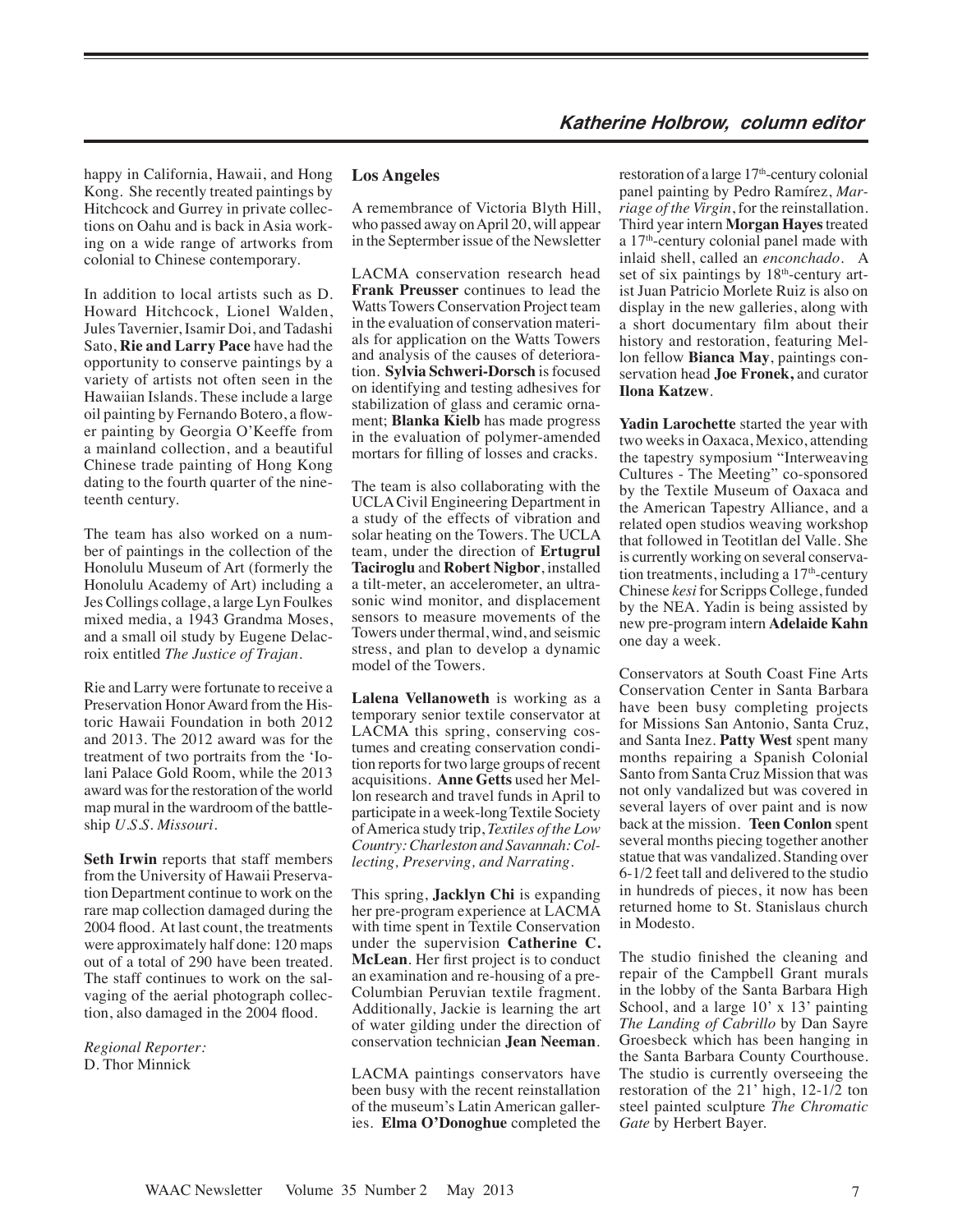happy in California, Hawaii, and Hong Kong. She recently treated paintings by Hitchcock and Gurrey in private collections on Oahu and is back in Asia working on a wide range of artworks from colonial to Chinese contemporary.

In addition to local artists such as D. Howard Hitchcock, Lionel Walden, Jules Tavernier, Isamir Doi, and Tadashi Sato, **Rie and Larry Pace** have had the opportunity to conserve paintings by a variety of artists not often seen in the Hawaiian Islands. These include a large oil painting by Fernando Botero, a flower painting by Georgia O'Keeffe from a mainland collection, and a beautiful Chinese trade painting of Hong Kong dating to the fourth quarter of the nineteenth century.

The team has also worked on a number of paintings in the collection of the Honolulu Museum of Art (formerly the Honolulu Academy of Art) including a Jes Collings collage, a large Lyn Foulkes mixed media, a 1943 Grandma Moses, and a small oil study by Eugene Delacroix entitled *The Justice of Trajan*.

Rie and Larry were fortunate to receive a Preservation Honor Award from the Historic Hawaii Foundation in both 2012 and 2013. The 2012 award was for the treatment of two portraits from the 'Iolani Palace Gold Room, while the 2013 award was for the restoration of the world map mural in the wardroom of the battleship *U.S.S. Missouri*.

**Seth Irwin** reports that staff members from the University of Hawaii Preservation Department continue to work on the rare map collection damaged during the 2004 flood. At last count, the treatments were approximately half done: 120 maps out of a total of 290 have been treated. The staff continues to work on the salvaging of the aerial photograph collection, also damaged in the 2004 flood.

*Regional Reporter:*
D. Thor Minnick

## Los Angeles

A remembrance of Victoria Blyth Hill, who passed away on April 20, will appear in the Septermber issue of the Newsletter

LACMA conservation research head **Frank Preusser** continues to lead the Watts Towers Conservation Project team in the evaluation of conservation materials for application on the Watts Towers and analysis of the causes of deterioration. **Sylvia Schweri-Dorsch** is focused on identifying and testing adhesives for stabilization of glass and ceramic ornament; **Blanka Kielb** has made progress in the evaluation of polymer-amended mortars for filling of losses and cracks.

The team is also collaborating with the UCLA Civil Engineering Department in a study of the effects of vibration and solar heating on the Towers. The UCLA team, under the direction of **Ertugrul Taciroglu** and **Robert Nigbor**, installed a tilt-meter, an accelerometer, an ultrasonic wind monitor, and displacement sensors to measure movements of the Towers under thermal, wind, and seismic stress, and plan to develop a dynamic model of the Towers.

**Lalena Vellanoweth** is working as a temporary senior textile conservator at LACMA this spring, conserving costumes and creating conservation condition reports for two large groups of recent acquisitions. **Anne Getts** used her Mellon research and travel funds in April to participate in a week-long Textile Society of America study trip, *Textiles of the Low Country: Charleston and Savannah: Collecting, Preserving, and Narrating*.

This spring, **Jacklyn Chi** is expanding her pre-program experience at LACMA with time spent in Textile Conservation under the supervision **Catherine C. McLean**. Her first project is to conduct an examination and re-housing of a pre-Columbian Peruvian textile fragment. Additionally, Jackie is learning the art of water gilding under the direction of conservation technician **Jean Neeman**.

LACMA paintings conservators have been busy with the recent reinstallation of the museum's Latin American galleries. **Elma O'Donoghue** completed the restoration of a large 17th-century colonial panel painting by Pedro Ramírez, *Marriage of the Virgin*, for the reinstallation. Third year intern **Morgan Hayes** treated a 17th-century colonial panel made with inlaid shell, called an *enconchado*. A set of six paintings by 18th-century artist Juan Patricio Morlete Ruiz is also on display in the new galleries, along with a short documentary film about their history and restoration, featuring Mellon fellow **Bianca May**, paintings conservation head **Joe Fronek,** and curator **Ilona Katzew**.

**Yadin Larochette** started the year with two weeks in Oaxaca, Mexico, attending the tapestry symposium "Interweaving Cultures - The Meeting" co-sponsored by the Textile Museum of Oaxaca and the American Tapestry Alliance, and a related open studios weaving workshop that followed in Teotitlan del Valle. She is currently working on several conservation treatments, including a 17th-century Chinese *kesi* for Scripps College, funded by the NEA. Yadin is being assisted by new pre-program intern **Adelaide Kahn** one day a week.

Conservators at South Coast Fine Arts Conservation Center in Santa Barbara have been busy completing projects for Missions San Antonio, Santa Cruz, and Santa Inez. **Patty West** spent many months repairing a Spanish Colonial Santo from Santa Cruz Mission that was not only vandalized but was covered in several layers of over paint and is now back at the mission. **Teen Conlon** spent several months piecing together another statue that was vandalized. Standing over 6-1/2 feet tall and delivered to the studio in hundreds of pieces, it now has been returned home to St. Stanislaus church in Modesto.

The studio finished the cleaning and repair of the Campbell Grant murals in the lobby of the Santa Barbara High School, and a large 10' x 13' painting *The Landing of Cabrillo* by Dan Sayre Groesbeck which has been hanging in the Santa Barbara County Courthouse. The studio is currently overseeing the restoration of the 21' high, 12-1/2 ton steel painted sculpture *The Chromatic Gate* by Herbert Bayer.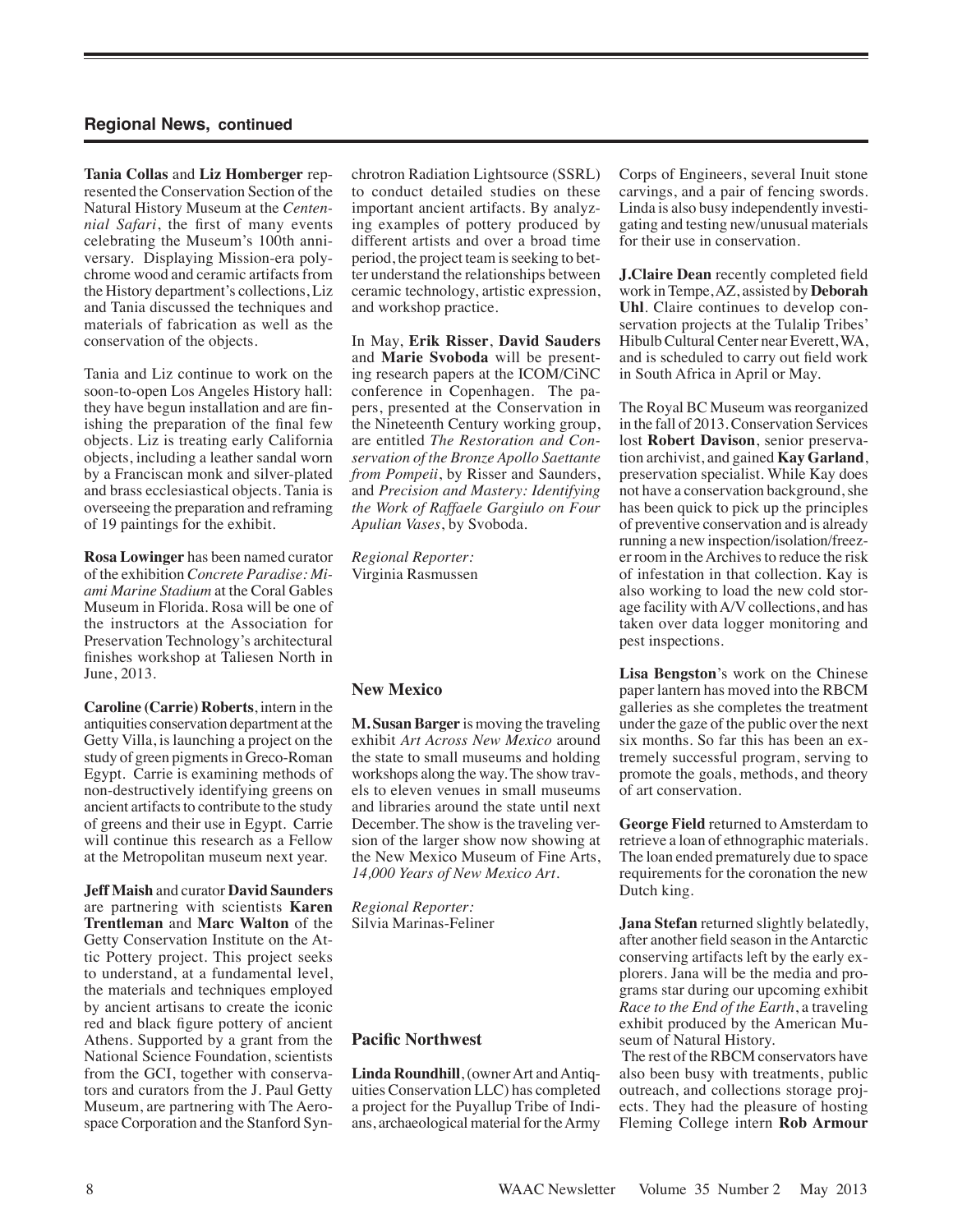## Regional News, continued

**Tania Collas** and **Liz Homberger** represented the Conservation Section of the Natural History Museum at the *Centennial Safari*, the first of many events celebrating the Museum's 100th anniversary. Displaying Mission-era polychrome wood and ceramic artifacts from the History department's collections, Liz and Tania discussed the techniques and materials of fabrication as well as the conservation of the objects.

Tania and Liz continue to work on the soon-to-open Los Angeles History hall: they have begun installation and are finishing the preparation of the final few objects. Liz is treating early California objects, including a leather sandal worn by a Franciscan monk and silver-plated and brass ecclesiastical objects. Tania is overseeing the preparation and reframing of 19 paintings for the exhibit.

**Rosa Lowinger** has been named curator of the exhibition *Concrete Paradise: Miami Marine Stadium* at the Coral Gables Museum in Florida. Rosa will be one of the instructors at the Association for Preservation Technology's architectural finishes workshop at Taliesen North in June, 2013.

**Caroline (Carrie) Roberts**, intern in the antiquities conservation department at the Getty Villa, is launching a project on the study of green pigments in Greco-Roman Egypt. Carrie is examining methods of non-destructively identifying greens on ancient artifacts to contribute to the study of greens and their use in Egypt. Carrie will continue this research as a Fellow at the Metropolitan museum next year.

**Jeff Maish** and curator **David Saunders** are partnering with scientists **Karen Trentleman** and **Marc Walton** of the Getty Conservation Institute on the Attic Pottery project. This project seeks to understand, at a fundamental level, the materials and techniques employed by ancient artisans to create the iconic red and black figure pottery of ancient Athens. Supported by a grant from the National Science Foundation, scientists from the GCI, together with conservators and curators from the J. Paul Getty Museum, are partnering with The Aerospace Corporation and the Stanford Synchrotron Radiation Lightsource (SSRL) to conduct detailed studies on these important ancient artifacts. By analyzing examples of pottery produced by different artists and over a broad time period, the project team is seeking to better understand the relationships between ceramic technology, artistic expression, and workshop practice.

In May, **Erik Risser**, **David Sauders** and **Marie Svoboda** will be presenting research papers at the ICOM/CiNC conference in Copenhagen. The papers, presented at the Conservation in the Nineteenth Century working group, are entitled *The Restoration and Conservation of the Bronze Apollo Saettante from Pompeii*, by Risser and Saunders, and *Precision and Mastery: Identifying the Work of Raffaele Gargiulo on Four Apulian Vases*, by Svoboda.

*Regional Reporter:*
Virginia Rasmussen

### New Mexico

**M. Susan Barger** is moving the traveling exhibit *Art Across New Mexico* around the state to small museums and holding workshops along the way. The show travels to eleven venues in small museums and libraries around the state until next December. The show is the traveling version of the larger show now showing at the New Mexico Museum of Fine Arts, *14,000 Years of New Mexico Art*.

*Regional Reporter:*
Silvia Marinas-Feliner

### Pacific Northwest

**Linda Roundhill**, (owner Art and Antiquities Conservation LLC) has completed a project for the Puyallup Tribe of Indians, archaeological material for the Army Corps of Engineers, several Inuit stone carvings, and a pair of fencing swords. Linda is also busy independently investigating and testing new/unusual materials for their use in conservation.

**J.Claire Dean** recently completed field work in Tempe, AZ, assisted by **Deborah Uhl**. Claire continues to develop conservation projects at the Tulalip Tribes' Hibulb Cultural Center near Everett, WA, and is scheduled to carry out field work in South Africa in April or May.

The Royal BC Museum was reorganized in the fall of 2013. Conservation Services lost **Robert Davison**, senior preservation archivist, and gained **Kay Garland**, preservation specialist. While Kay does not have a conservation background, she has been quick to pick up the principles of preventive conservation and is already running a new inspection/isolation/freezer room in the Archives to reduce the risk of infestation in that collection. Kay is also working to load the new cold storage facility with A/V collections, and has taken over data logger monitoring and pest inspections.

**Lisa Bengston**'s work on the Chinese paper lantern has moved into the RBCM galleries as she completes the treatment under the gaze of the public over the next six months. So far this has been an extremely successful program, serving to promote the goals, methods, and theory of art conservation.

**George Field** returned to Amsterdam to retrieve a loan of ethnographic materials. The loan ended prematurely due to space requirements for the coronation the new Dutch king.

**Jana Stefan** returned slightly belatedly, after another field season in the Antarctic conserving artifacts left by the early explorers. Jana will be the media and programs star during our upcoming exhibit *Race to the End of the Earth*, a traveling exhibit produced by the American Museum of Natural History.

The rest of the RBCM conservators have also been busy with treatments, public outreach, and collections storage projects. They had the pleasure of hosting Fleming College intern **Rob Armour**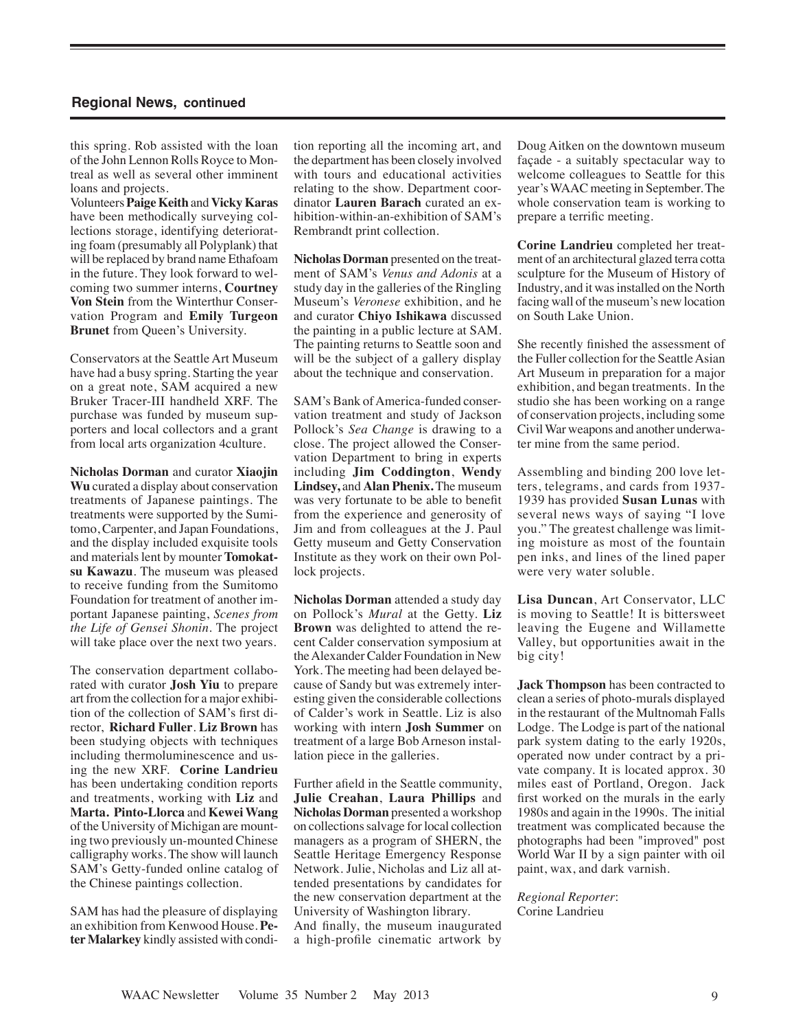## Regional News, continued

this spring. Rob assisted with the loan of the John Lennon Rolls Royce to Montreal as well as several other imminent loans and projects.

Volunteers **Paige Keith** and **Vicky Karas** have been methodically surveying collections storage, identifying deteriorating foam (presumably all Polyplank) that will be replaced by brand name Ethafoam in the future. They look forward to welcoming two summer interns, **Courtney Von Stein** from the Winterthur Conservation Program and **Emily Turgeon Brunet** from Queen's University.

Conservators at the Seattle Art Museum have had a busy spring. Starting the year on a great note, SAM acquired a new Bruker Tracer-III handheld XRF. The purchase was funded by museum supporters and local collectors and a grant from local arts organization 4culture.

**Nicholas Dorman** and curator **Xiaojin Wu** curated a display about conservation treatments of Japanese paintings. The treatments were supported by the Sumitomo, Carpenter, and Japan Foundations, and the display included exquisite tools and materials lent by mounter **Tomokatsu Kawazu**. The museum was pleased to receive funding from the Sumitomo Foundation for treatment of another important Japanese painting, *Scenes from the Life of Gensei Shonin*. The project will take place over the next two years.

The conservation department collaborated with curator **Josh Yiu** to prepare art from the collection for a major exhibition of the collection of SAM's first director, **Richard Fuller**. **Liz Brown** has been studying objects with techniques including thermoluminescence and using the new XRF. **Corine Landrieu** has been undertaking condition reports and treatments, working with **Liz** and **Marta. Pinto-Llorca** and **Kewei Wang** of the University of Michigan are mounting two previously un-mounted Chinese calligraphy works. The show will launch SAM's Getty-funded online catalog of the Chinese paintings collection.

SAM has had the pleasure of displaying an exhibition from Kenwood House. **Peter Malarkey** kindly assisted with condition reporting all the incoming art, and the department has been closely involved with tours and educational activities relating to the show. Department coordinator **Lauren Barach** curated an exhibition-within-an-exhibition of SAM's Rembrandt print collection.

**Nicholas Dorman** presented on the treatment of SAM's *Venus and Adonis* at a study day in the galleries of the Ringling Museum's *Veronese* exhibition, and he and curator **Chiyo Ishikawa** discussed the painting in a public lecture at SAM. The painting returns to Seattle soon and will be the subject of a gallery display about the technique and conservation.

SAM's Bank of America-funded conservation treatment and study of Jackson Pollock's *Sea Change* is drawing to a close. The project allowed the Conservation Department to bring in experts including **Jim Coddington**, **Wendy Lindsey,** and **Alan Phenix.** The museum was very fortunate to be able to benefit from the experience and generosity of Jim and from colleagues at the J. Paul Getty museum and Getty Conservation Institute as they work on their own Pollock projects.

**Nicholas Dorman** attended a study day on Pollock's *Mural* at the Getty. **Liz Brown** was delighted to attend the recent Calder conservation symposium at the Alexander Calder Foundation in New York. The meeting had been delayed because of Sandy but was extremely interesting given the considerable collections of Calder's work in Seattle. Liz is also working with intern **Josh Summer** on treatment of a large Bob Arneson installation piece in the galleries.

Further afield in the Seattle community, **Julie Creahan**, **Laura Phillips** and **Nicholas Dorman** presented a workshop on collections salvage for local collection managers as a program of SHERN, the Seattle Heritage Emergency Response Network. Julie, Nicholas and Liz all attended presentations by candidates for the new conservation department at the University of Washington library.

And finally, the museum inaugurated a high-profile cinematic artwork by Doug Aitken on the downtown museum façade - a suitably spectacular way to welcome colleagues to Seattle for this year's WAAC meeting in September. The whole conservation team is working to prepare a terrific meeting.

**Corine Landrieu** completed her treatment of an architectural glazed terra cotta sculpture for the Museum of History of Industry, and it was installed on the North facing wall of the museum's new location on South Lake Union.

She recently finished the assessment of the Fuller collection for the Seattle Asian Art Museum in preparation for a major exhibition, and began treatments. In the studio she has been working on a range of conservation projects, including some Civil War weapons and another underwater mine from the same period.

Assembling and binding 200 love letters, telegrams, and cards from 1937-1939 has provided **Susan Lunas** with several news ways of saying "I love you." The greatest challenge was limiting moisture as most of the fountain pen inks, and lines of the lined paper were very water soluble.

**Lisa Duncan**, Art Conservator, LLC is moving to Seattle! It is bittersweet leaving the Eugene and Willamette Valley, but opportunities await in the big city!

**Jack Thompson** has been contracted to clean a series of photo-murals displayed in the restaurant of the Multnomah Falls Lodge. The Lodge is part of the national park system dating to the early 1920s, operated now under contract by a private company. It is located approx. 30 miles east of Portland, Oregon. Jack first worked on the murals in the early 1980s and again in the 1990s. The initial treatment was complicated because the photographs had been "improved" post World War II by a sign painter with oil paint, wax, and dark varnish.

*Regional Reporter*:
Corine Landrieu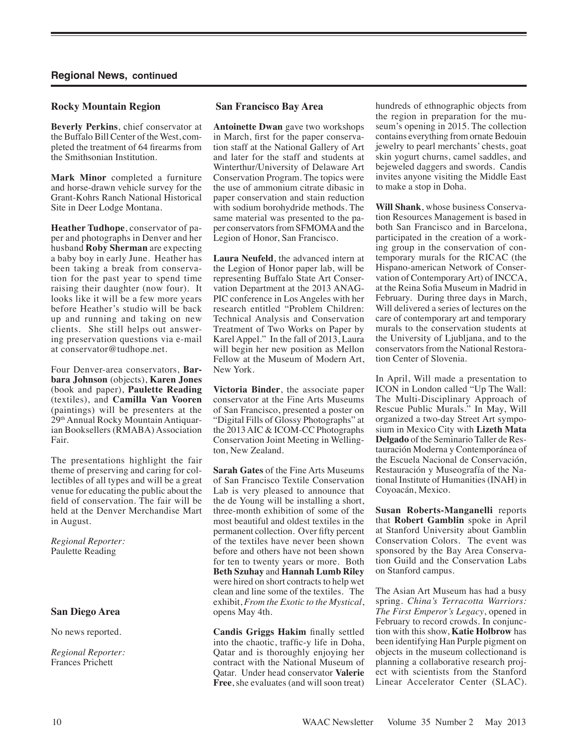## Regional News, continued

### Rocky Mountain Region

**Beverly Perkins**, chief conservator at the Buffalo Bill Center of the West, completed the treatment of 64 firearms from the Smithsonian Institution.

**Mark Minor** completed a furniture and horse-drawn vehicle survey for the Grant-Kohrs Ranch National Historical Site in Deer Lodge Montana.

**Heather Tudhope**, conservator of paper and photographs in Denver and her husband **Roby Sherman** are expecting a baby boy in early June. Heather has been taking a break from conservation for the past year to spend time raising their daughter (now four). It looks like it will be a few more years before Heather's studio will be back up and running and taking on new clients. She still helps out answering preservation questions via e-mail at conservator@tudhope.net.

Four Denver-area conservators, **Barbara Johnson** (objects), **Karen Jones** (book and paper), **Paulette Reading** (textiles), and **Camilla Van Vooren** (paintings) will be presenters at the 29th Annual Rocky Mountain Antiquarian Booksellers (RMABA) Association Fair.

The presentations highlight the fair theme of preserving and caring for collectibles of all types and will be a great venue for educating the public about the field of conservation. The fair will be held at the Denver Merchandise Mart in August.

*Regional Reporter:*
Paulette Reading

### San Diego Area

No news reported.

*Regional Reporter:*
Frances Prichett

### San Francisco Bay Area

**Antoinette Dwan** gave two workshops in March, first for the paper conservation staff at the National Gallery of Art and later for the staff and students at Winterthur/University of Delaware Art Conservation Program. The topics were the use of ammonium citrate dibasic in paper conservation and stain reduction with sodium borohydride methods. The same material was presented to the paper conservators from SFMOMA and the Legion of Honor, San Francisco.

**Laura Neufeld**, the advanced intern at the Legion of Honor paper lab, will be representing Buffalo State Art Conservation Department at the 2013 ANAGPIC conference in Los Angeles with her research entitled "Problem Children: Technical Analysis and Conservation Treatment of Two Works on Paper by Karel Appel." In the fall of 2013, Laura will begin her new position as Mellon Fellow at the Museum of Modern Art, New York.

**Victoria Binder**, the associate paper conservator at the Fine Arts Museums of San Francisco, presented a poster on "Digital Fills of Glossy Photographs" at the 2013 AIC & ICOM-CC Photographs Conservation Joint Meeting in Wellington, New Zealand.

**Sarah Gates** of the Fine Arts Museums of San Francisco Textile Conservation Lab is very pleased to announce that the de Young will be installing a short, three-month exhibition of some of the most beautiful and oldest textiles in the permanent collection. Over fifty percent of the textiles have never been shown before and others have not been shown for ten to twenty years or more. Both **Beth Szuhay** and **Hannah Lumb Riley** were hired on short contracts to help wet clean and line some of the textiles. The exhibit, *From the Exotic to the Mystical*, opens May 4th.

**Candis Griggs Hakim** finally settled into the chaotic, traffic-y life in Doha, Qatar and is thoroughly enjoying her contract with the National Museum of Qatar. Under head conservator **Valerie Free**, she evaluates (and will soon treat) hundreds of ethnographic objects from the region in preparation for the museum's opening in 2015. The collection contains everything from ornate Bedouin jewelry to pearl merchants' chests, goat skin yogurt churns, camel saddles, and bejeweled daggers and swords. Candis invites anyone visiting the Middle East to make a stop in Doha.

**Will Shank**, whose business Conservation Resources Management is based in both San Francisco and in Barcelona, participated in the creation of a working group in the conservation of contemporary murals for the RICAC (the Hispano-american Network of Conservation of Contemporary Art) of INCCA, at the Reina Sofia Museum in Madrid in February. During three days in March, Will delivered a series of lectures on the care of contemporary art and temporary murals to the conservation students at the University of Ljubljana, and to the conservators from the National Restoration Center of Slovenia.

In April, Will made a presentation to ICON in London called "Up The Wall: The Multi-Disciplinary Approach of Rescue Public Murals." In May, Will organized a two-day Street Art symposium in Mexico City with **Lizeth Mata Delgado** of the Seminario Taller de Restauración Moderna y Contemporánea of the Escuela Nacional de Conservación, Restauración y Museografía of the National Institute of Humanities (INAH) in Coyoacán, Mexico.

**Susan Roberts-Manganelli** reports that **Robert Gamblin** spoke in April at Stanford University about Gamblin Conservation Colors. The event was sponsored by the Bay Area Conservation Guild and the Conservation Labs on Stanford campus.

The Asian Art Museum has had a busy spring. *China's Terracotta Warriors: The First Emperor's Legacy*, opened in February to record crowds. In conjunction with this show, **Katie Holbrow** has been identifying Han Purple pigment on objects in the museum collectionand is planning a collaborative research project with scientists from the Stanford Linear Accelerator Center (SLAC).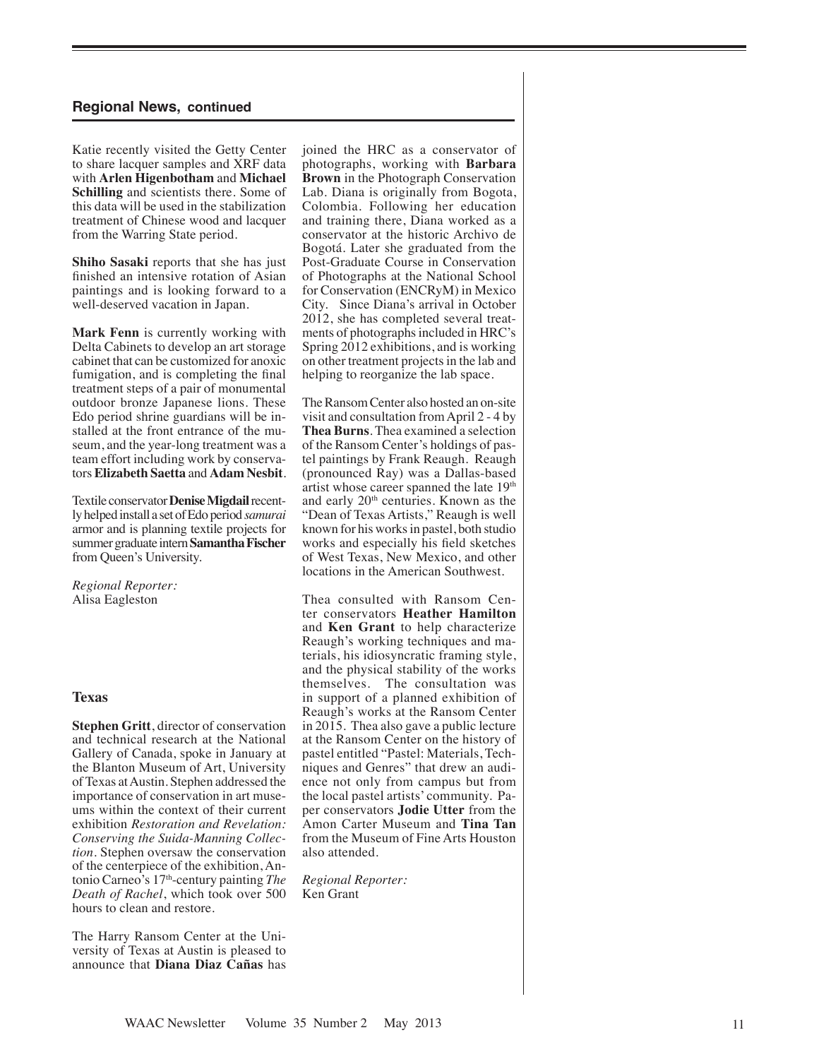## Regional News, continued

Katie recently visited the Getty Center to share lacquer samples and XRF data with **Arlen Higenbotham** and **Michael Schilling** and scientists there. Some of this data will be used in the stabilization treatment of Chinese wood and lacquer from the Warring State period.

**Shiho Sasaki** reports that she has just finished an intensive rotation of Asian paintings and is looking forward to a well-deserved vacation in Japan.

**Mark Fenn** is currently working with Delta Cabinets to develop an art storage cabinet that can be customized for anoxic fumigation, and is completing the final treatment steps of a pair of monumental outdoor bronze Japanese lions. These Edo period shrine guardians will be installed at the front entrance of the museum, and the year-long treatment was a team effort including work by conservators **Elizabeth Saetta** and **Adam Nesbit**.

Textile conservator **Denise Migdail** recently helped install a set of Edo period *samurai* armor and is planning textile projects for summer graduate intern **Samantha Fischer** from Queen's University.

*Regional Reporter:*
Alisa Eagleston

### Texas

**Stephen Gritt**, director of conservation and technical research at the National Gallery of Canada, spoke in January at the Blanton Museum of Art, University of Texas at Austin. Stephen addressed the importance of conservation in art museums within the context of their current exhibition *Restoration and Revelation: Conserving the Suida-Manning Collection*. Stephen oversaw the conservation of the centerpiece of the exhibition, Antonio Carneo's 17th-century painting *The Death of Rachel*, which took over 500 hours to clean and restore.

The Harry Ransom Center at the University of Texas at Austin is pleased to announce that **Diana Diaz Cañas** has joined the HRC as a conservator of photographs, working with **Barbara Brown** in the Photograph Conservation Lab. Diana is originally from Bogota, Colombia. Following her education and training there, Diana worked as a conservator at the historic Archivo de Bogotá. Later she graduated from the Post-Graduate Course in Conservation of Photographs at the National School for Conservation (ENCRyM) in Mexico City. Since Diana's arrival in October 2012, she has completed several treatments of photographs included in HRC's Spring 2012 exhibitions, and is working on other treatment projects in the lab and helping to reorganize the lab space.

The Ransom Center also hosted an on-site visit and consultation from April 2 - 4 by **Thea Burns**. Thea examined a selection of the Ransom Center's holdings of pastel paintings by Frank Reaugh. Reaugh (pronounced Ray) was a Dallas-based artist whose career spanned the late 19th and early 20th centuries. Known as the "Dean of Texas Artists," Reaugh is well known for his works in pastel, both studio works and especially his field sketches of West Texas, New Mexico, and other locations in the American Southwest.

Thea consulted with Ransom Center conservators **Heather Hamilton** and **Ken Grant** to help characterize Reaugh's working techniques and materials, his idiosyncratic framing style, and the physical stability of the works themselves. The consultation was in support of a planned exhibition of Reaugh's works at the Ransom Center in 2015. Thea also gave a public lecture at the Ransom Center on the history of pastel entitled "Pastel: Materials, Techniques and Genres" that drew an audience not only from campus but from the local pastel artists' community. Paper conservators **Jodie Utter** from the Amon Carter Museum and **Tina Tan** from the Museum of Fine Arts Houston also attended.

*Regional Reporter:*
Ken Grant